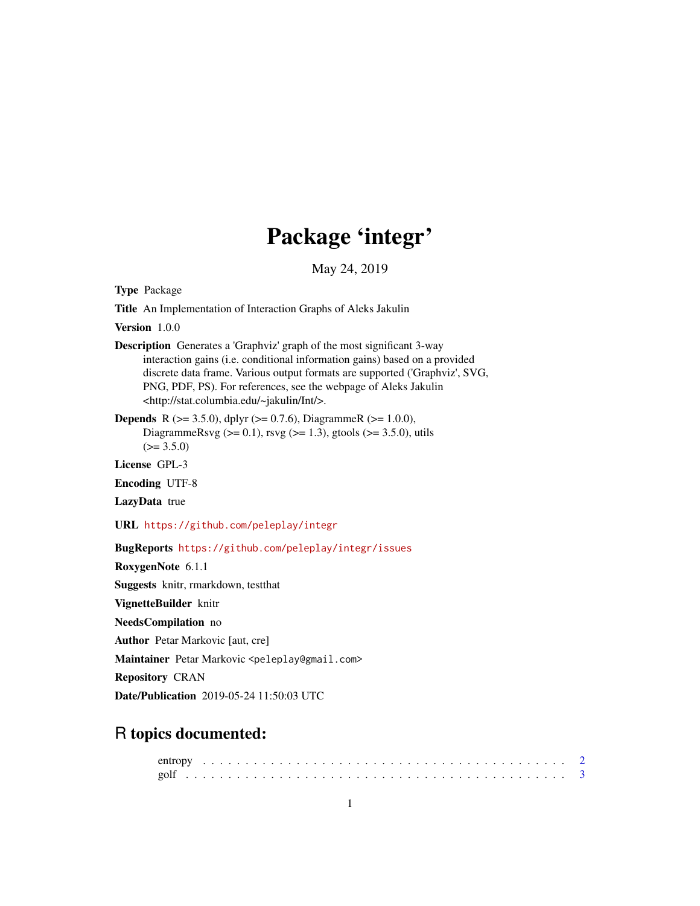# Package 'integr'

May 24, 2019

**Type** Package

**Title** An Implementation of Interaction Graphs of Aleks Jakulin

**Version** 1.0.0

**Description** Generates a 'Graphviz' graph of the most significant 3-way interaction gains (i.e. conditional information gains) based on a provided discrete data frame. Various output formats are supported ('Graphviz', SVG, PNG, PDF, PS). For references, see the webpage of Aleks Jakulin <http://stat.columbia.edu/~jakulin/Int/>.

**Depends** R (>= 3.5.0), dplyr (>= 0.7.6), DiagrammeR (>= 1.0.0), DiagrammeRsvg (>= 0.1), rsvg (>= 1.3), gtools (>= 3.5.0), utils (>= 3.5.0)

**License** GPL-3

**Encoding** UTF-8

**LazyData** true

**URL** https://github.com/peleplay/integr

**BugReports** https://github.com/peleplay/integr/issues

**RoxygenNote** 6.1.1

**Suggests** knitr, rmarkdown, testthat

**VignetteBuilder** knitr

**NeedsCompilation** no

**Author** Petar Markovic [aut, cre]

**Maintainer** Petar Markovic <peleplay@gmail.com>

**Repository** CRAN

**Date/Publication** 2019-05-24 11:50:03 UTC

## R topics documented:

entropy . . . . . . . . . . . . . . . . . . . . . . . . . . . . . . . . . . . . . . . . . . 2
golf . . . . . . . . . . . . . . . . . . . . . . . . . . . . . . . . . . . . . . . . . . . . 3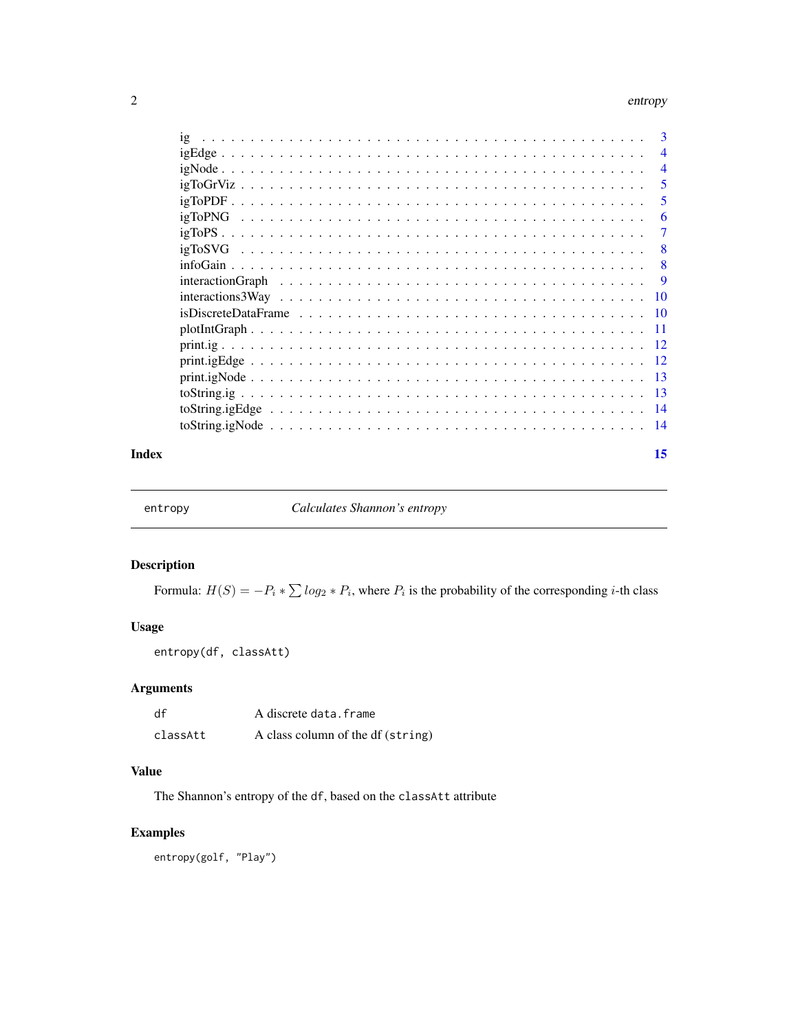ig . . . . . . . . . . . . . . . . . . . . . . . . . . . . . . . . . . . . . . . . . . . 3
igEdge . . . . . . . . . . . . . . . . . . . . . . . . . . . . . . . . . . . . . . . . . 4
igNode . . . . . . . . . . . . . . . . . . . . . . . . . . . . . . . . . . . . . . . . . 4
igToGrViz . . . . . . . . . . . . . . . . . . . . . . . . . . . . . . . . . . . . . . . 5
igToPDF . . . . . . . . . . . . . . . . . . . . . . . . . . . . . . . . . . . . . . . . 5
igToPNG . . . . . . . . . . . . . . . . . . . . . . . . . . . . . . . . . . . . . . . . 6
igToPS . . . . . . . . . . . . . . . . . . . . . . . . . . . . . . . . . . . . . . . . . 7
igToSVG . . . . . . . . . . . . . . . . . . . . . . . . . . . . . . . . . . . . . . . . 8
infoGain . . . . . . . . . . . . . . . . . . . . . . . . . . . . . . . . . . . . . . . . 8
interactionGraph . . . . . . . . . . . . . . . . . . . . . . . . . . . . . . . . . . . . 9
interactions3Way . . . . . . . . . . . . . . . . . . . . . . . . . . . . . . . . . . . . 10
isDiscreteDataFrame . . . . . . . . . . . . . . . . . . . . . . . . . . . . . . . . . . 10
plotIntGraph . . . . . . . . . . . . . . . . . . . . . . . . . . . . . . . . . . . . . . 11
print.ig . . . . . . . . . . . . . . . . . . . . . . . . . . . . . . . . . . . . . . . . . 12
print.igEdge . . . . . . . . . . . . . . . . . . . . . . . . . . . . . . . . . . . . . . . 12
print.igNode . . . . . . . . . . . . . . . . . . . . . . . . . . . . . . . . . . . . . . . 13
toString.ig . . . . . . . . . . . . . . . . . . . . . . . . . . . . . . . . . . . . . . . . 13
toString.igEdge . . . . . . . . . . . . . . . . . . . . . . . . . . . . . . . . . . . . . . 14
toString.igNode . . . . . . . . . . . . . . . . . . . . . . . . . . . . . . . . . . . . . . 14

**Index** **15**

---

## entropy — *Calculates Shannon's entropy*

### Description

Formula: $H(S) = -P_i * \sum log_2 * P_i$, where $P_i$ is the probability of the corresponding $i$-th class

### Usage

```
entropy(df, classAtt)
```

### Arguments

| | |
|---|---|
| `df` | A discrete `data.frame` |
| `classAtt` | A class column of the df (`string`) |

### Value

The Shannon's entropy of the `df`, based on the `classAtt` attribute

### Examples

```
entropy(golf, "Play")
```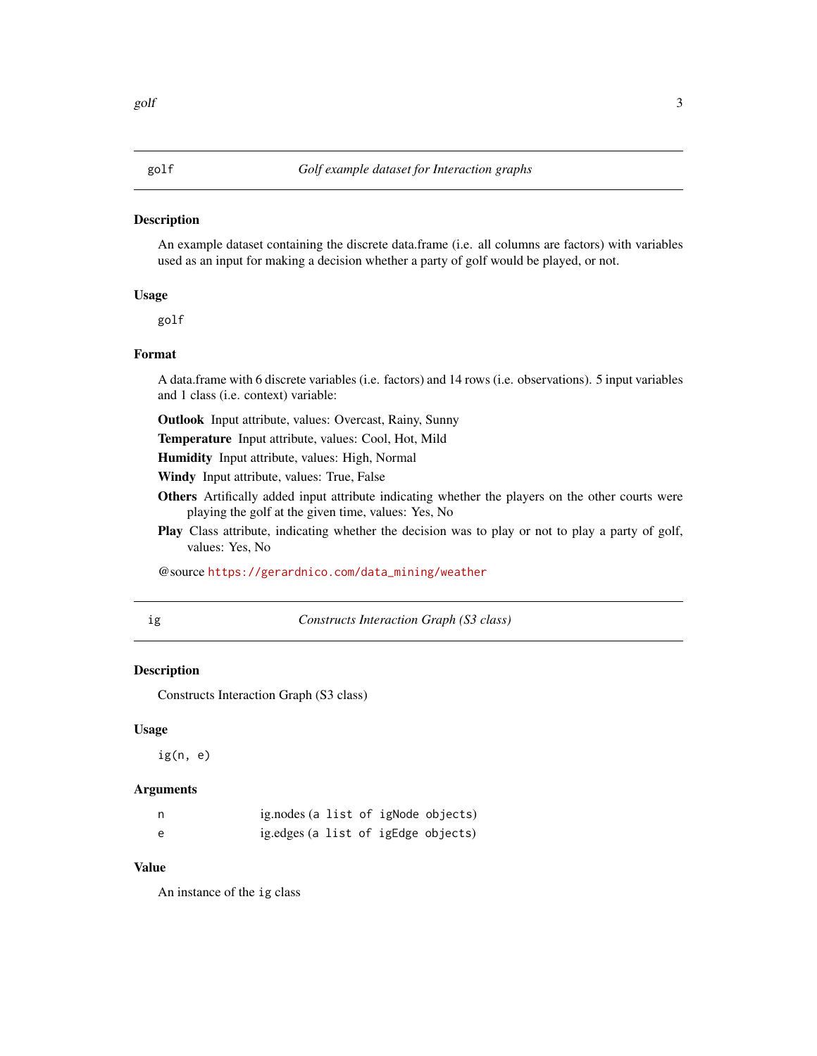## golf — *Golf example dataset for Interaction graphs*

### Description

An example dataset containing the discrete data.frame (i.e. all columns are factors) with variables used as an input for making a decision whether a party of golf would be played, or not.

### Usage

```
golf
```

### Format

A data.frame with 6 discrete variables (i.e. factors) and 14 rows (i.e. observations). 5 input variables and 1 class (i.e. context) variable:

**Outlook** Input attribute, values: Overcast, Rainy, Sunny

**Temperature** Input attribute, values: Cool, Hot, Mild

**Humidity** Input attribute, values: High, Normal

**Windy** Input attribute, values: True, False

**Others** Artifically added input attribute indicating whether the players on the other courts were playing the golf at the given time, values: Yes, No

**Play** Class attribute, indicating whether the decision was to play or not to play a party of golf, values: Yes, No

@source https://gerardnico.com/data_mining/weather

## ig — *Constructs Interaction Graph (S3 class)*

### Description

Constructs Interaction Graph (S3 class)

### Usage

```
ig(n, e)
```

### Arguments

| | |
|---|---|
| n | ig.nodes (a list of igNode objects) |
| e | ig.edges (a list of igEdge objects) |

### Value

An instance of the `ig` class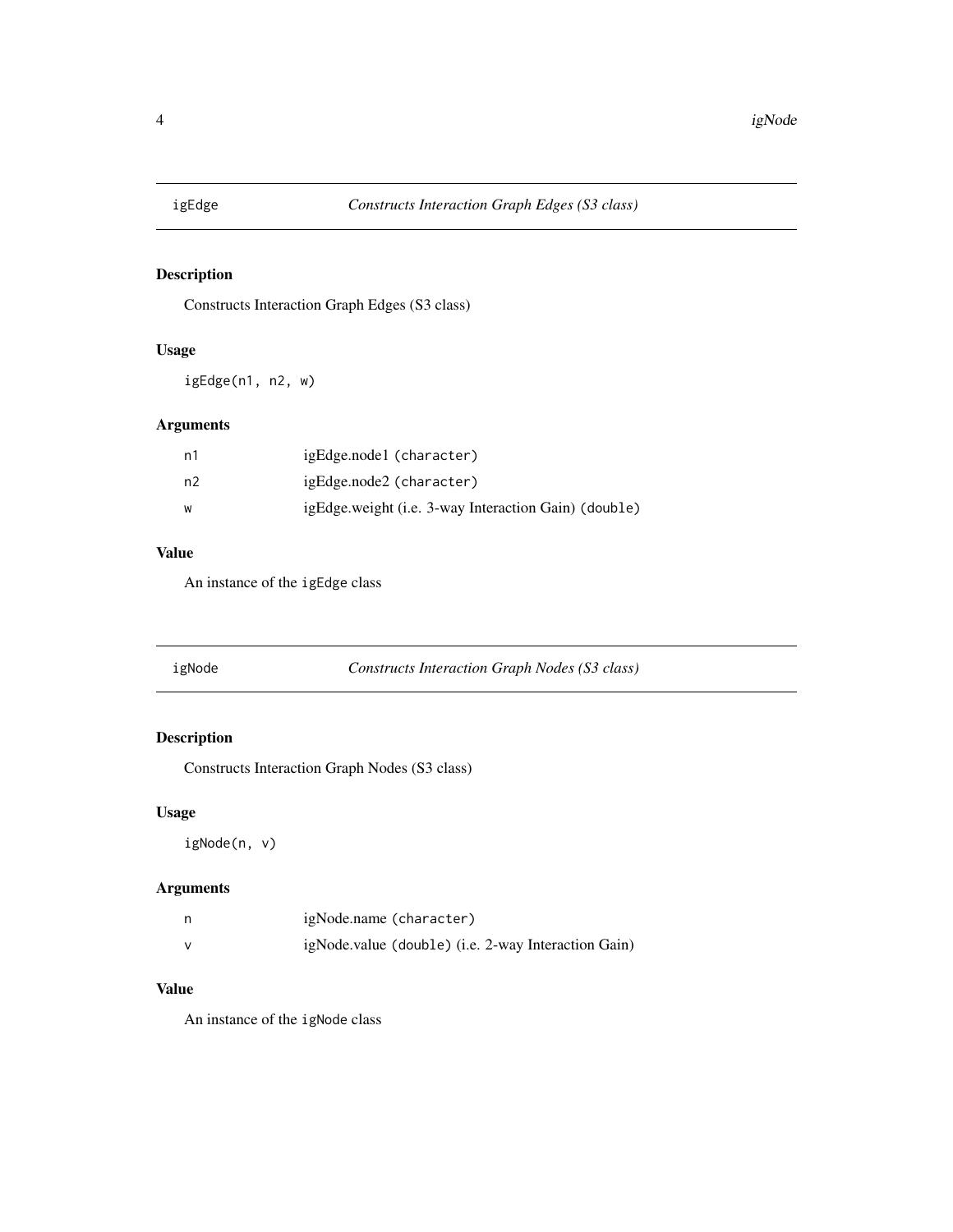## igEdge — *Constructs Interaction Graph Edges (S3 class)*

### Description

Constructs Interaction Graph Edges (S3 class)

### Usage

```
igEdge(n1, n2, w)
```

### Arguments

| | |
|---|---|
| n1 | igEdge.node1 (`character`) |
| n2 | igEdge.node2 (`character`) |
| w | igEdge.weight (i.e. 3-way Interaction Gain) (`double`) |

### Value

An instance of the `igEdge` class

## igNode — *Constructs Interaction Graph Nodes (S3 class)*

### Description

Constructs Interaction Graph Nodes (S3 class)

### Usage

```
igNode(n, v)
```

### Arguments

| | |
|---|---|
| n | igNode.name (`character`) |
| v | igNode.value (`double`) (i.e. 2-way Interaction Gain) |

### Value

An instance of the `igNode` class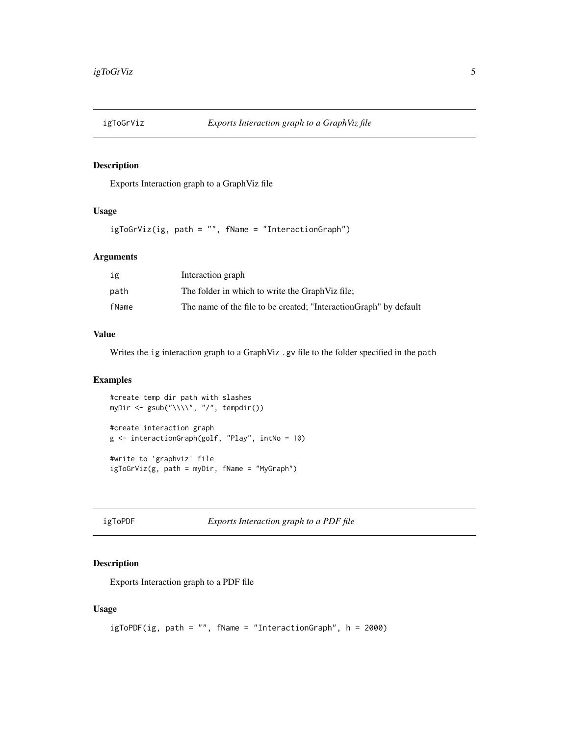## igToGrViz — *Exports Interaction graph to a GraphViz file*

### Description

Exports Interaction graph to a GraphViz file

### Usage

```
igToGrViz(ig, path = "", fName = "InteractionGraph")
```

### Arguments

| | |
|---|---|
| `ig` | Interaction graph |
| `path` | The folder in which to write the GraphViz file; |
| `fName` | The name of the file to be created; "InteractionGraph" by default |

### Value

Writes the `ig` interaction graph to a GraphViz `.gv` file to the folder specified in the `path`

### Examples

```
#create temp dir path with slashes
myDir <- gsub("\\\\", "/", tempdir())

#create interaction graph
g <- interactionGraph(golf, "Play", intNo = 10)

#write to 'graphviz' file
igToGrViz(g, path = myDir, fName = "MyGraph")
```

## igToPDF — *Exports Interaction graph to a PDF file*

### Description

Exports Interaction graph to a PDF file

### Usage

```
igToPDF(ig, path = "", fName = "InteractionGraph", h = 2000)
```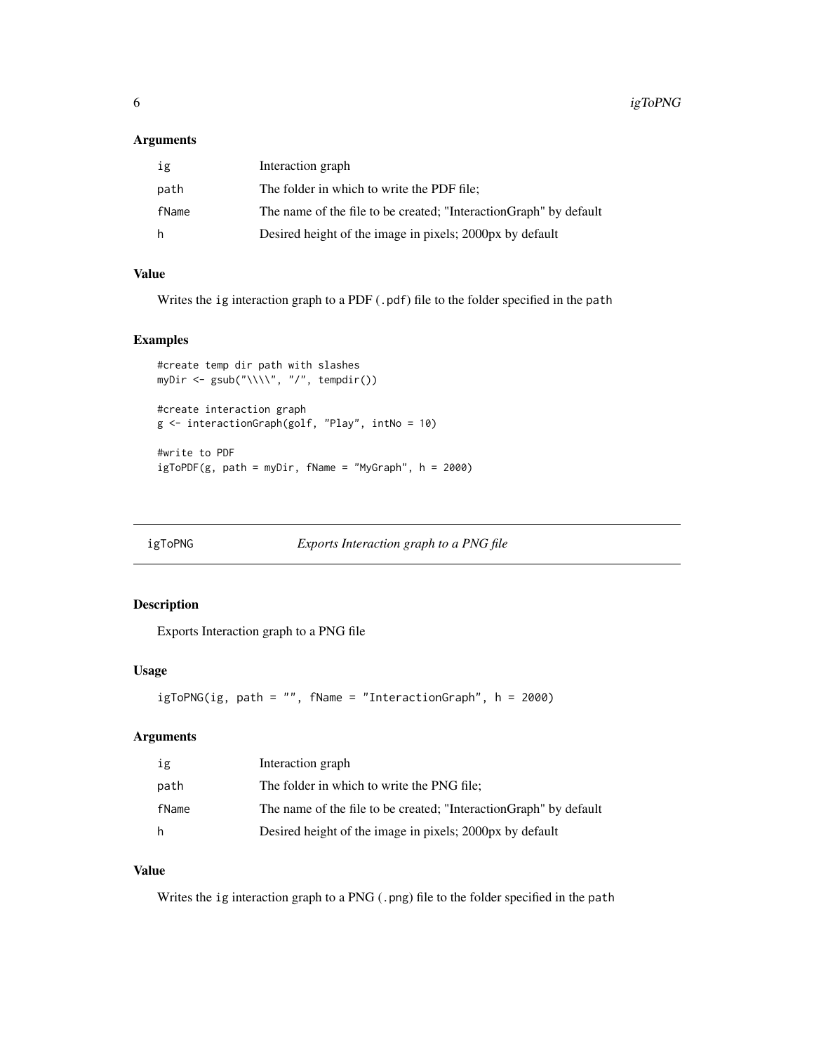### Arguments

| | |
|---|---|
| ig | Interaction graph |
| path | The folder in which to write the PDF file; |
| fName | The name of the file to be created; "InteractionGraph" by default |
| h | Desired height of the image in pixels; 2000px by default |

### Value

Writes the `ig` interaction graph to a PDF (`.pdf`) file to the folder specified in the `path`

### Examples

```
#create temp dir path with slashes
myDir <- gsub("\\\\", "/", tempdir())

#create interaction graph
g <- interactionGraph(golf, "Play", intNo = 10)

#write to PDF
igToPDF(g, path = myDir, fName = "MyGraph", h = 2000)
```

---

## igToPNG *Exports Interaction graph to a PNG file*

---

### Description

Exports Interaction graph to a PNG file

### Usage

```
igToPNG(ig, path = "", fName = "InteractionGraph", h = 2000)
```

### Arguments

| | |
|---|---|
| ig | Interaction graph |
| path | The folder in which to write the PNG file; |
| fName | The name of the file to be created; "InteractionGraph" by default |
| h | Desired height of the image in pixels; 2000px by default |

### Value

Writes the `ig` interaction graph to a PNG (`.png`) file to the folder specified in the `path`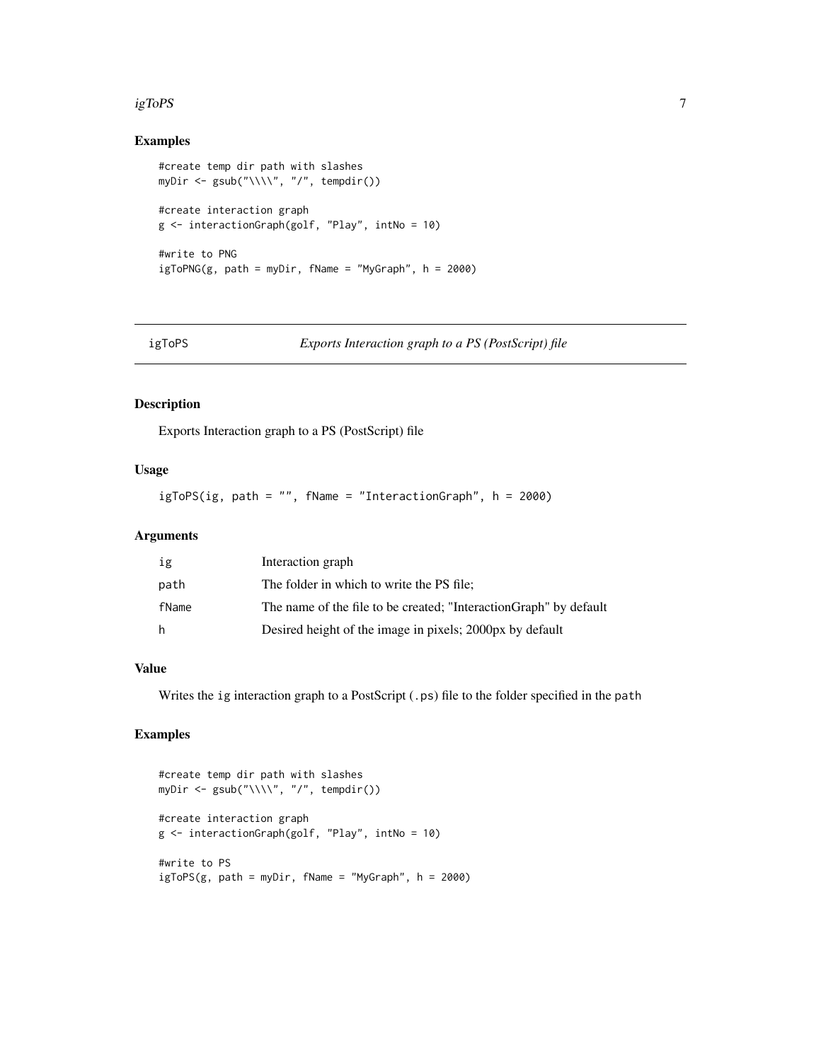## Examples

```
#create temp dir path with slashes
myDir <- gsub("\\\\", "/", tempdir())

#create interaction graph
g <- interactionGraph(golf, "Play", intNo = 10)

#write to PNG
igToPNG(g, path = myDir, fName = "MyGraph", h = 2000)
```

---

# igToPS — *Exports Interaction graph to a PS (PostScript) file*

---

## Description

Exports Interaction graph to a PS (PostScript) file

## Usage

```
igToPS(ig, path = "", fName = "InteractionGraph", h = 2000)
```

## Arguments

| | |
|---|---|
| `ig` | Interaction graph |
| `path` | The folder in which to write the PS file; |
| `fName` | The name of the file to be created; "InteractionGraph" by default |
| `h` | Desired height of the image in pixels; 2000px by default |

## Value

Writes the `ig` interaction graph to a PostScript (`.ps`) file to the folder specified in the `path`

## Examples

```
#create temp dir path with slashes
myDir <- gsub("\\\\", "/", tempdir())

#create interaction graph
g <- interactionGraph(golf, "Play", intNo = 10)

#write to PS
igToPS(g, path = myDir, fName = "MyGraph", h = 2000)
```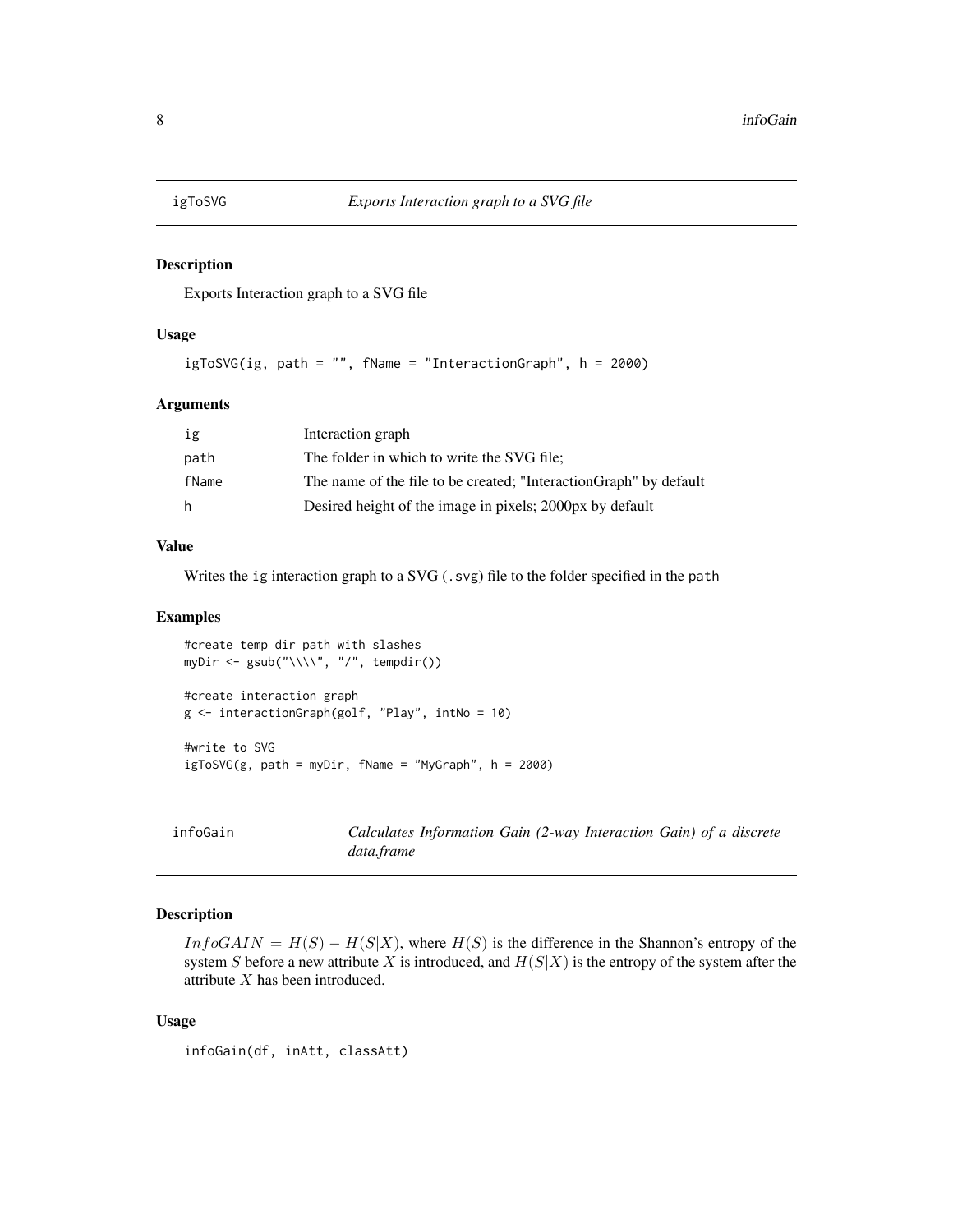## igToSVG *Exports Interaction graph to a SVG file*

### Description

Exports Interaction graph to a SVG file

### Usage

```
igToSVG(ig, path = "", fName = "InteractionGraph", h = 2000)
```

### Arguments

| | |
|---|---|
| ig | Interaction graph |
| path | The folder in which to write the SVG file; |
| fName | The name of the file to be created; "InteractionGraph" by default |
| h | Desired height of the image in pixels; 2000px by default |

### Value

Writes the `ig` interaction graph to a SVG (`.svg`) file to the folder specified in the `path`

### Examples

```
#create temp dir path with slashes
myDir <- gsub("\\\\", "/", tempdir())

#create interaction graph
g <- interactionGraph(golf, "Play", intNo = 10)

#write to SVG
igToSVG(g, path = myDir, fName = "MyGraph", h = 2000)
```

## infoGain *Calculates Information Gain (2-way Interaction Gain) of a discrete data.frame*

### Description

$InfoGAIN = H(S) - H(S|X)$, where $H(S)$ is the difference in the Shannon's entropy of the system $S$ before a new attribute $X$ is introduced, and $H(S|X)$ is the entropy of the system after the attribute $X$ has been introduced.

### Usage

```
infoGain(df, inAtt, classAtt)
```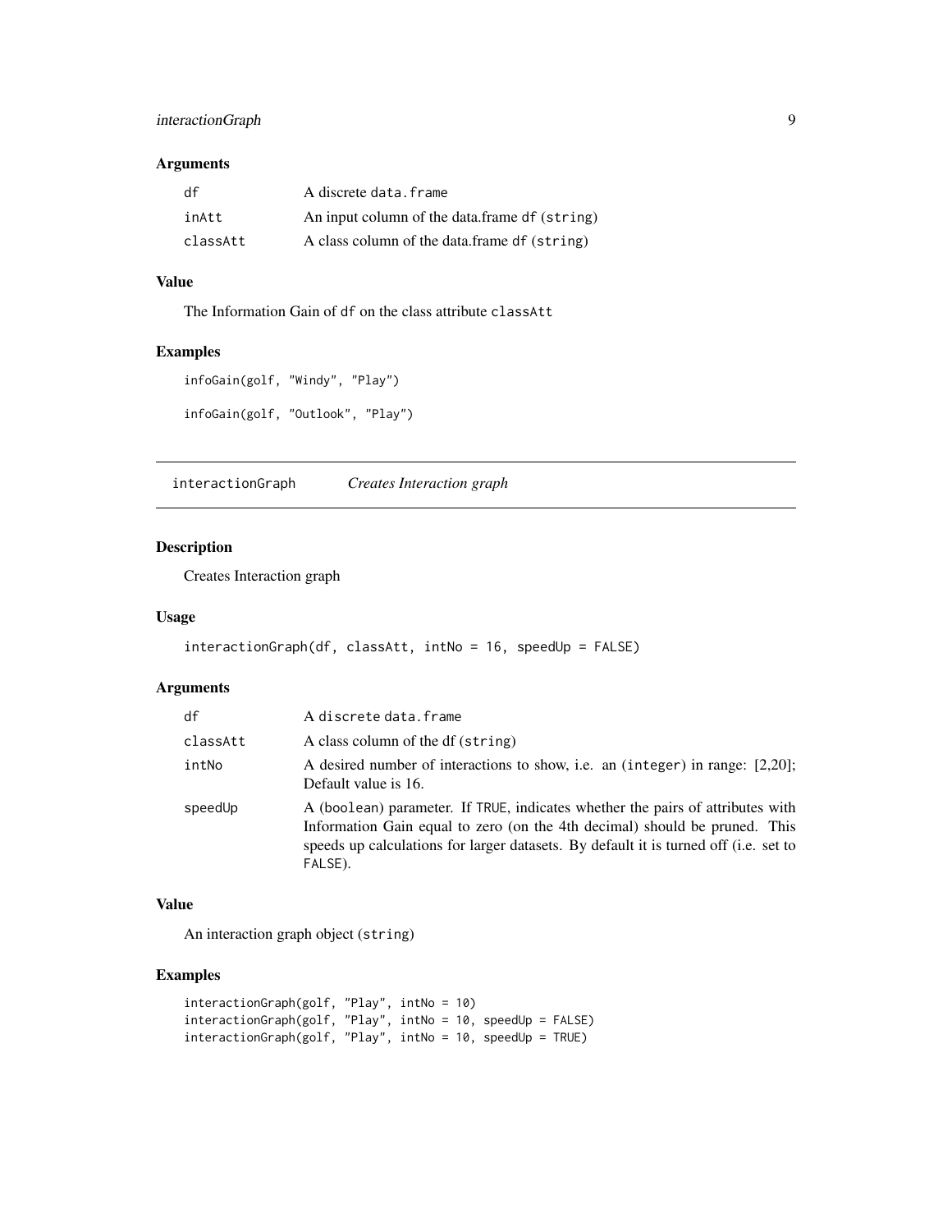### Arguments

| | |
|---|---|
| df | A discrete data.frame |
| inAtt | An input column of the data.frame df (string) |
| classAtt | A class column of the data.frame df (string) |

### Value

The Information Gain of df on the class attribute classAtt

### Examples

```
infoGain(golf, "Windy", "Play")

infoGain(golf, "Outlook", "Play")
```

---

## interactionGraph *Creates Interaction graph*

---

### Description

Creates Interaction graph

### Usage

```
interactionGraph(df, classAtt, intNo = 16, speedUp = FALSE)
```

### Arguments

| | |
|---|---|
| df | A discrete data.frame |
| classAtt | A class column of the df (string) |
| intNo | A desired number of interactions to show, i.e. an (integer) in range: [2,20]; Default value is 16. |
| speedUp | A (boolean) parameter. If TRUE, indicates whether the pairs of attributes with Information Gain equal to zero (on the 4th decimal) should be pruned. This speeds up calculations for larger datasets. By default it is turned off (i.e. set to FALSE). |

### Value

An interaction graph object (string)

### Examples

```
interactionGraph(golf, "Play", intNo = 10)
interactionGraph(golf, "Play", intNo = 10, speedUp = FALSE)
interactionGraph(golf, "Play", intNo = 10, speedUp = TRUE)
```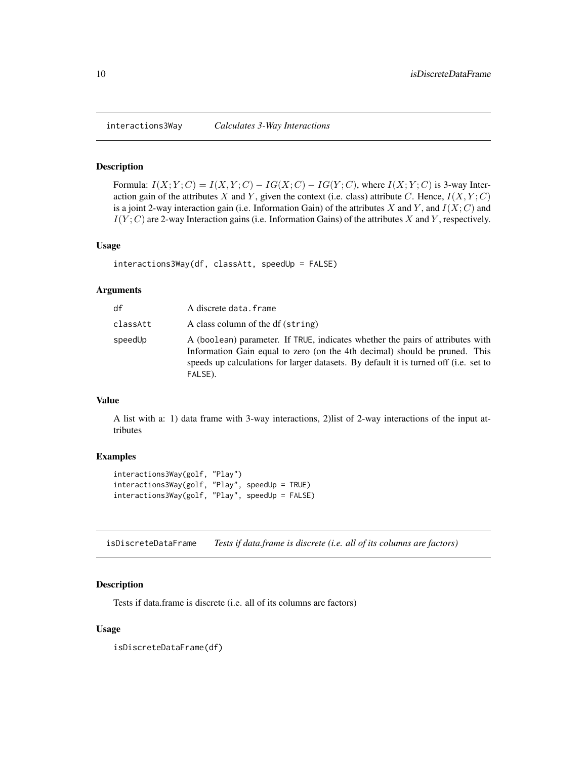## interactions3Way *Calculates 3-Way Interactions*

### Description

Formula: $I(X;Y;C) = I(X,Y;C) - IG(X;C) - IG(Y;C)$, where $I(X;Y;C)$ is 3-way Interaction gain of the attributes $X$ and $Y$, given the context (i.e. class) attribute $C$. Hence, $I(X,Y;C)$ is a joint 2-way interaction gain (i.e. Information Gain) of the attributes $X$ and $Y$, and $I(X;C)$ and $I(Y;C)$ are 2-way Interaction gains (i.e. Information Gains) of the attributes $X$ and $Y$, respectively.

### Usage

```
interactions3Way(df, classAtt, speedUp = FALSE)
```

### Arguments

| | |
|---|---|
| `df` | A discrete `data.frame` |
| `classAtt` | A class column of the df (`string`) |
| `speedUp` | A (`boolean`) parameter. If `TRUE`, indicates whether the pairs of attributes with Information Gain equal to zero (on the 4th decimal) should be pruned. This speeds up calculations for larger datasets. By default it is turned off (i.e. set to `FALSE`). |

### Value

A list with a: 1) data frame with 3-way interactions, 2)list of 2-way interactions of the input attributes

### Examples

```
interactions3Way(golf, "Play")
interactions3Way(golf, "Play", speedUp = TRUE)
interactions3Way(golf, "Play", speedUp = FALSE)
```

## isDiscreteDataFrame *Tests if data.frame is discrete (i.e. all of its columns are factors)*

### Description

Tests if data.frame is discrete (i.e. all of its columns are factors)

### Usage

```
isDiscreteDataFrame(df)
```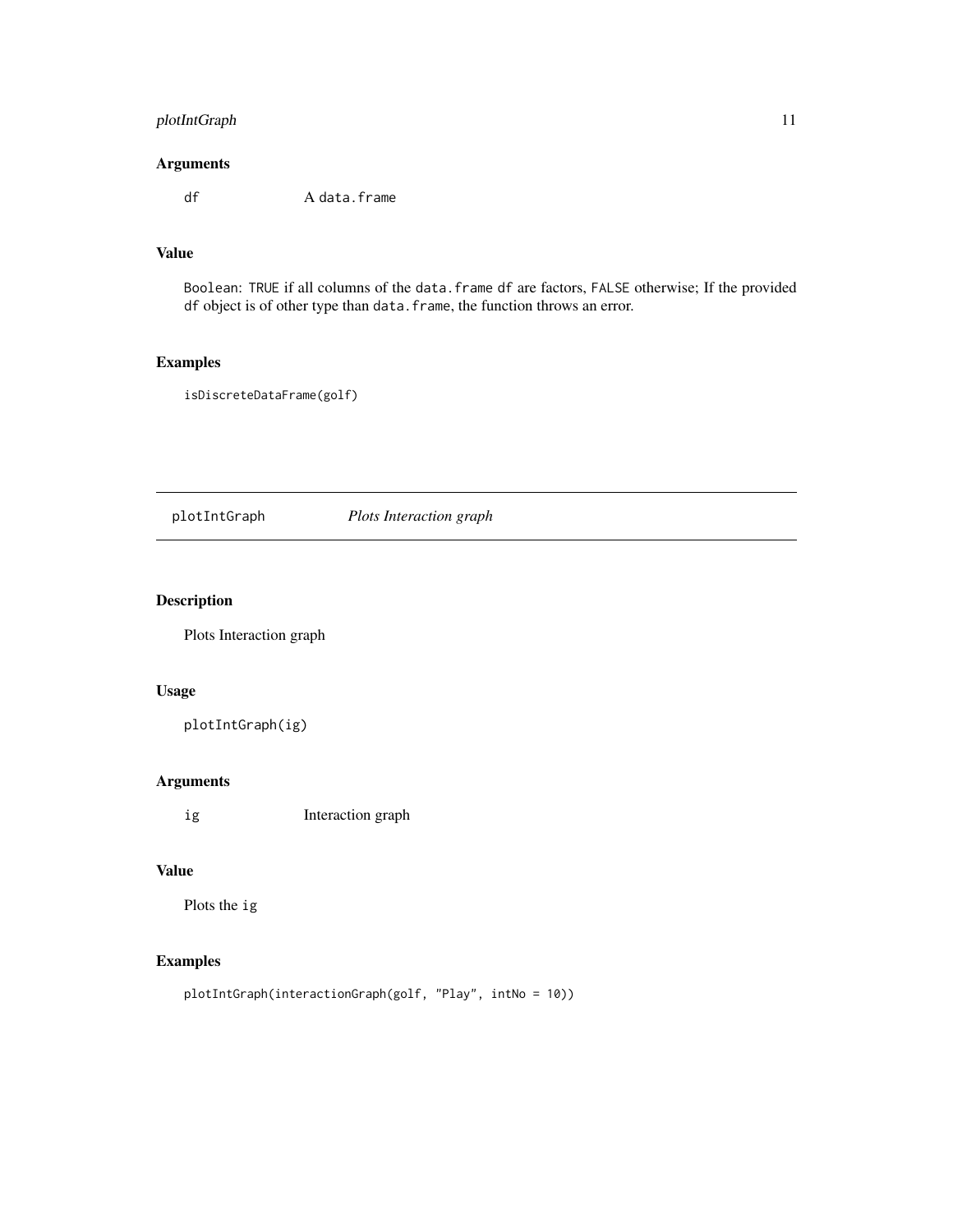### Arguments

df A `data.frame`

### Value

Boolean: `TRUE` if all columns of the `data.frame` `df` are factors, `FALSE` otherwise; If the provided `df` object is of other type than `data.frame`, the function throws an error.

### Examples

```
isDiscreteDataFrame(golf)
```

---

## plotIntGraph *Plots Interaction graph*

---

### Description

Plots Interaction graph

### Usage

```
plotIntGraph(ig)
```

### Arguments

ig Interaction graph

### Value

Plots the `ig`

### Examples

```
plotIntGraph(interactionGraph(golf, "Play", intNo = 10))
```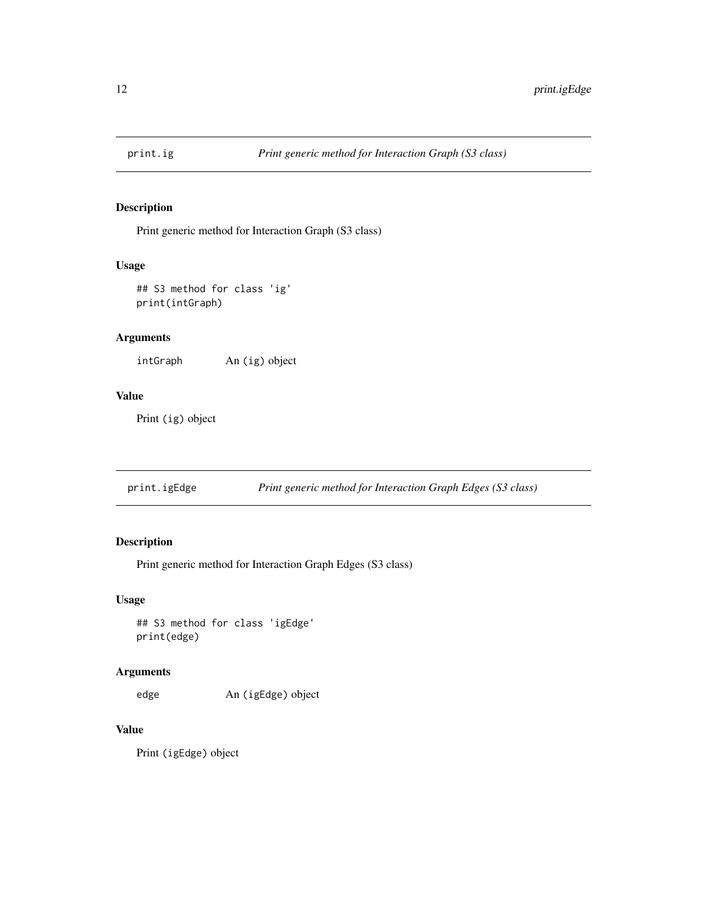## print.ig — *Print generic method for Interaction Graph (S3 class)*

### Description

Print generic method for Interaction Graph (S3 class)

### Usage

```
## S3 method for class 'ig'
print(intGraph)
```

### Arguments

| | |
|---|---|
| intGraph | An (ig) object |

### Value

Print (ig) object

## print.igEdge — *Print generic method for Interaction Graph Edges (S3 class)*

### Description

Print generic method for Interaction Graph Edges (S3 class)

### Usage

```
## S3 method for class 'igEdge'
print(edge)
```

### Arguments

| | |
|---|---|
| edge | An (igEdge) object |

### Value

Print (igEdge) object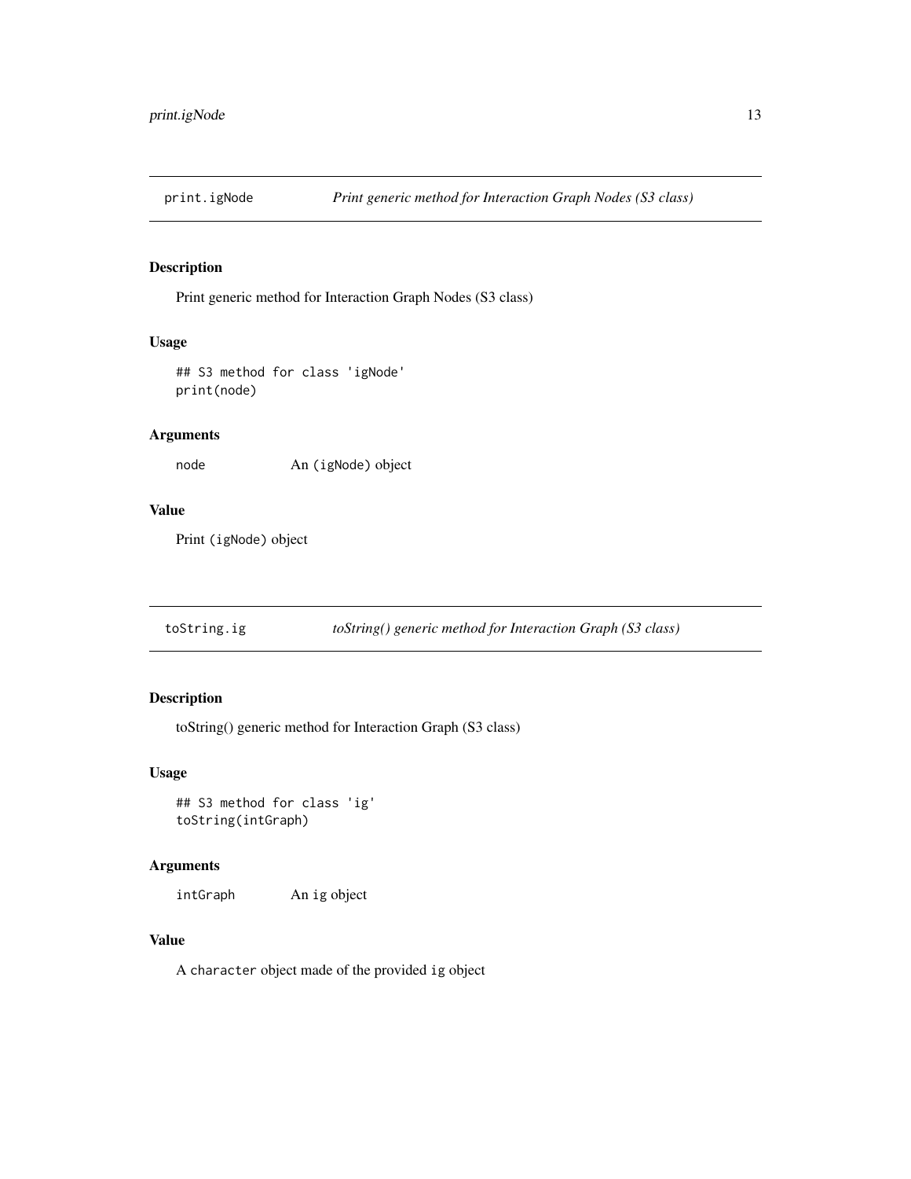## print.igNode — *Print generic method for Interaction Graph Nodes (S3 class)*

### Description

Print generic method for Interaction Graph Nodes (S3 class)

### Usage

```
## S3 method for class 'igNode'
print(node)
```

### Arguments

| | |
|---|---|
| node | An (igNode) object |

### Value

Print (igNode) object

## toString.ig — *toString() generic method for Interaction Graph (S3 class)*

### Description

toString() generic method for Interaction Graph (S3 class)

### Usage

```
## S3 method for class 'ig'
toString(intGraph)
```

### Arguments

| | |
|---|---|
| intGraph | An ig object |

### Value

A character object made of the provided ig object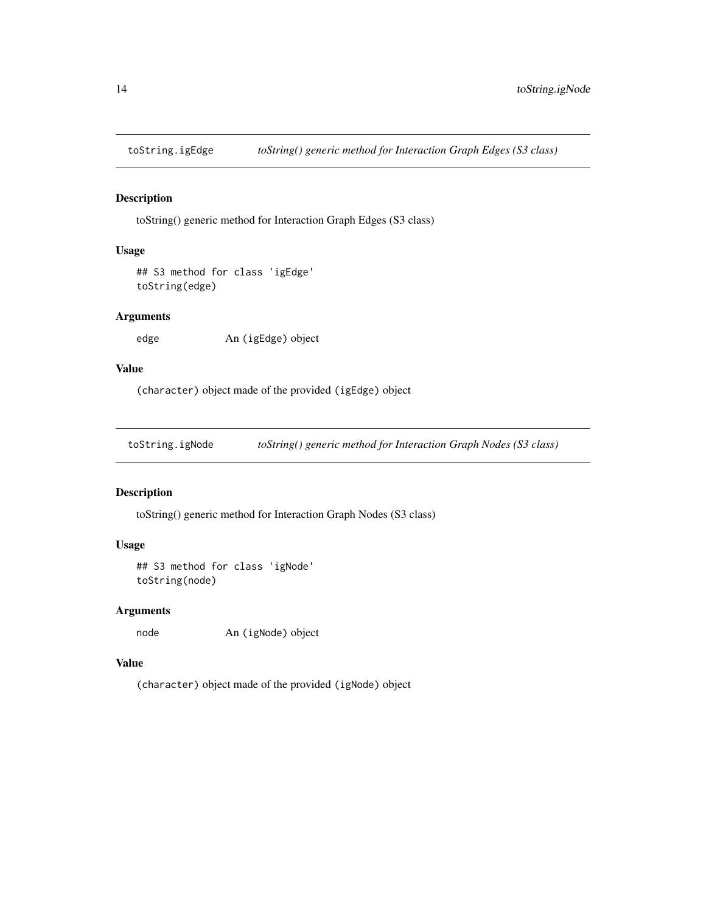## toString.igEdge — *toString() generic method for Interaction Graph Edges (S3 class)*

### Description

toString() generic method for Interaction Graph Edges (S3 class)

### Usage

```
## S3 method for class 'igEdge'
toString(edge)
```

### Arguments

| | |
|---|---|
| edge | An (igEdge) object |

### Value

(character) object made of the provided (igEdge) object

## toString.igNode — *toString() generic method for Interaction Graph Nodes (S3 class)*

### Description

toString() generic method for Interaction Graph Nodes (S3 class)

### Usage

```
## S3 method for class 'igNode'
toString(node)
```

### Arguments

| | |
|---|---|
| node | An (igNode) object |

### Value

(character) object made of the provided (igNode) object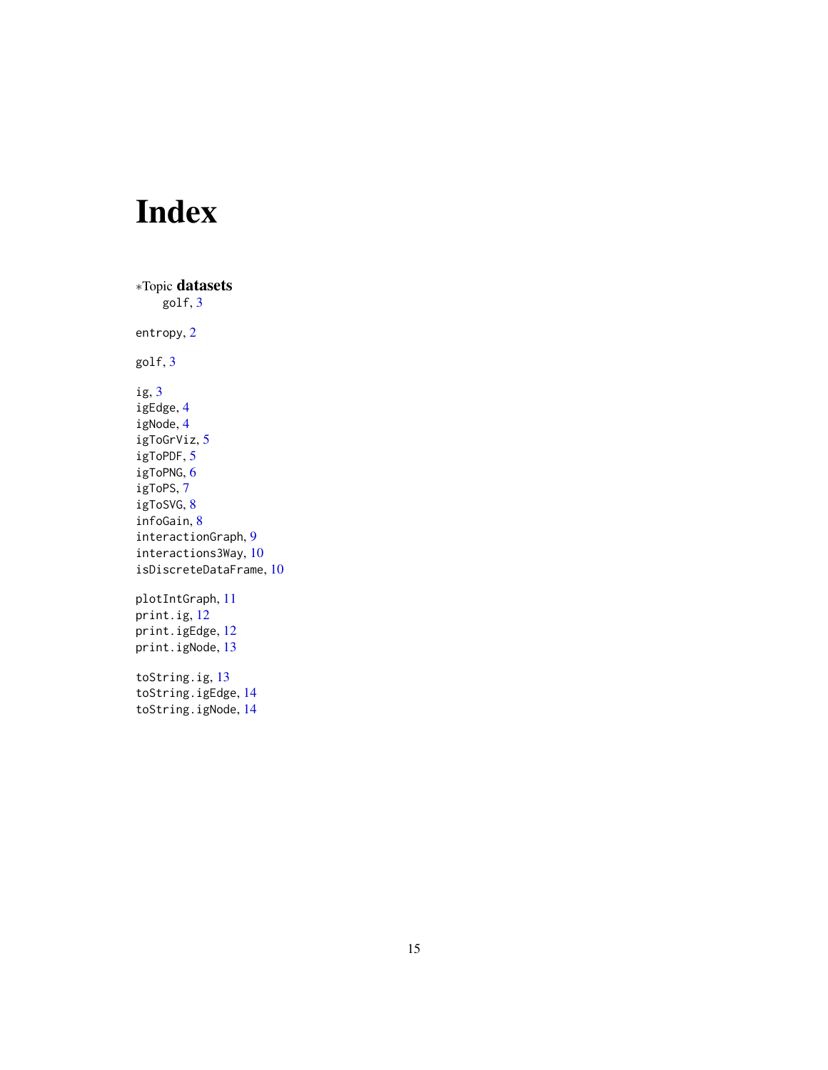# Index

*Topic **datasets**
  golf, 3

entropy, 2

golf, 3

ig, 3
igEdge, 4
igNode, 4
igToGrViz, 5
igToPDF, 5
igToPNG, 6
igToPS, 7
igToSVG, 8
infoGain, 8
interactionGraph, 9
interactions3Way, 10
isDiscreteDataFrame, 10

plotIntGraph, 11
print.ig, 12
print.igEdge, 12
print.igNode, 13

toString.ig, 13
toString.igEdge, 14
toString.igNode, 14